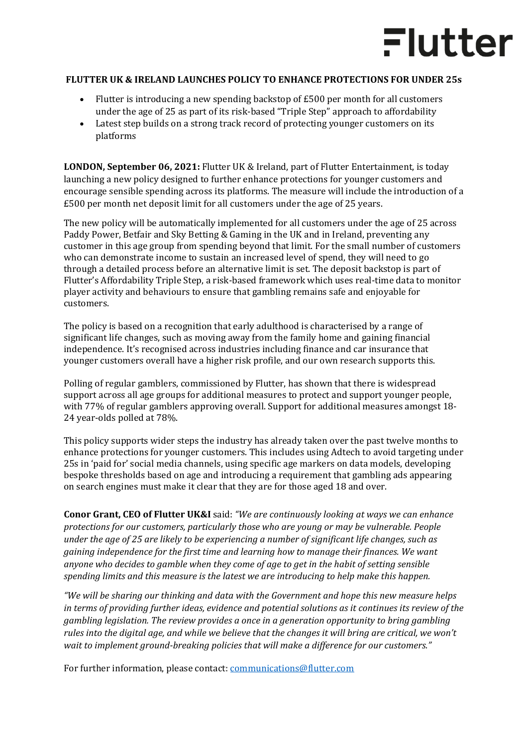# FLUTTER UK & IRELAND LAUNCHES POLICY TO ENHANCE PROTECTIONS FOR UNDER 25s

- Flutter is introducing a new spending backstop of £500 per month for all customers under the age of 25 as part of its risk-based "Triple Step" approach to affordability
- Latest step builds on a strong track record of protecting younger customers on its platforms

**LONDON, September 06, 2021:** Flutter UK & Ireland, part of Flutter Entertainment, is today launching a new policy designed to further enhance protections for younger customers and encourage sensible spending across its platforms. The measure will include the introduction of a £500 per month net deposit limit for all customers under the age of 25 years.

The new policy will be automatically implemented for all customers under the age of 25 across Paddy Power, Betfair and Sky Betting & Gaming in the UK and in Ireland, preventing any customer in this age group from spending beyond that limit. For the small number of customers who can demonstrate income to sustain an increased level of spend, they will need to go through a detailed process before an alternative limit is set. The deposit backstop is part of Flutter's Affordability Triple Step, a risk-based framework which uses real-time data to monitor player activity and behaviours to ensure that gambling remains safe and enjoyable for customers.

The policy is based on a recognition that early adulthood is characterised by a range of significant life changes, such as moving away from the family home and gaining financial independence. It's recognised across industries including finance and car insurance that younger customers overall have a higher risk profile, and our own research supports this.

Polling of regular gamblers, commissioned by Flutter, has shown that there is widespread support across all age groups for additional measures to protect and support younger people, with 77% of regular gamblers approving overall. Support for additional measures amongst 18-24 year-olds polled at 78%.

This policy supports wider steps the industry has already taken over the past twelve months to enhance protections for younger customers. This includes using Adtech to avoid targeting under 25s in 'paid for' social media channels, using specific age markers on data models, developing bespoke thresholds based on age and introducing a requirement that gambling ads appearing on search engines must make it clear that they are for those aged 18 and over.

**Conor Grant, CEO of Flutter UK&I** said: *"We are continuously looking at ways we can enhance protections for our customers, particularly those who are young or may be vulnerable. People under the age of 25 are likely to be experiencing a number of significant life changes, such as gaining independence for the first time and learning how to manage their finances. We want anyone who decides to gamble when they come of age to get in the habit of setting sensible spending limits and this measure is the latest we are introducing to help make this happen.*

*"We will be sharing our thinking and data with the Government and hope this new measure helps in terms of providing further ideas, evidence and potential solutions as it continues its review of the gambling legislation. The review provides a once in a generation opportunity to bring gambling rules into the digital age, and while we believe that the changes it will bring are critical, we won't wait to implement ground-breaking policies that will make a difference for our customers."*

For further information, please contact: communications@flutter.com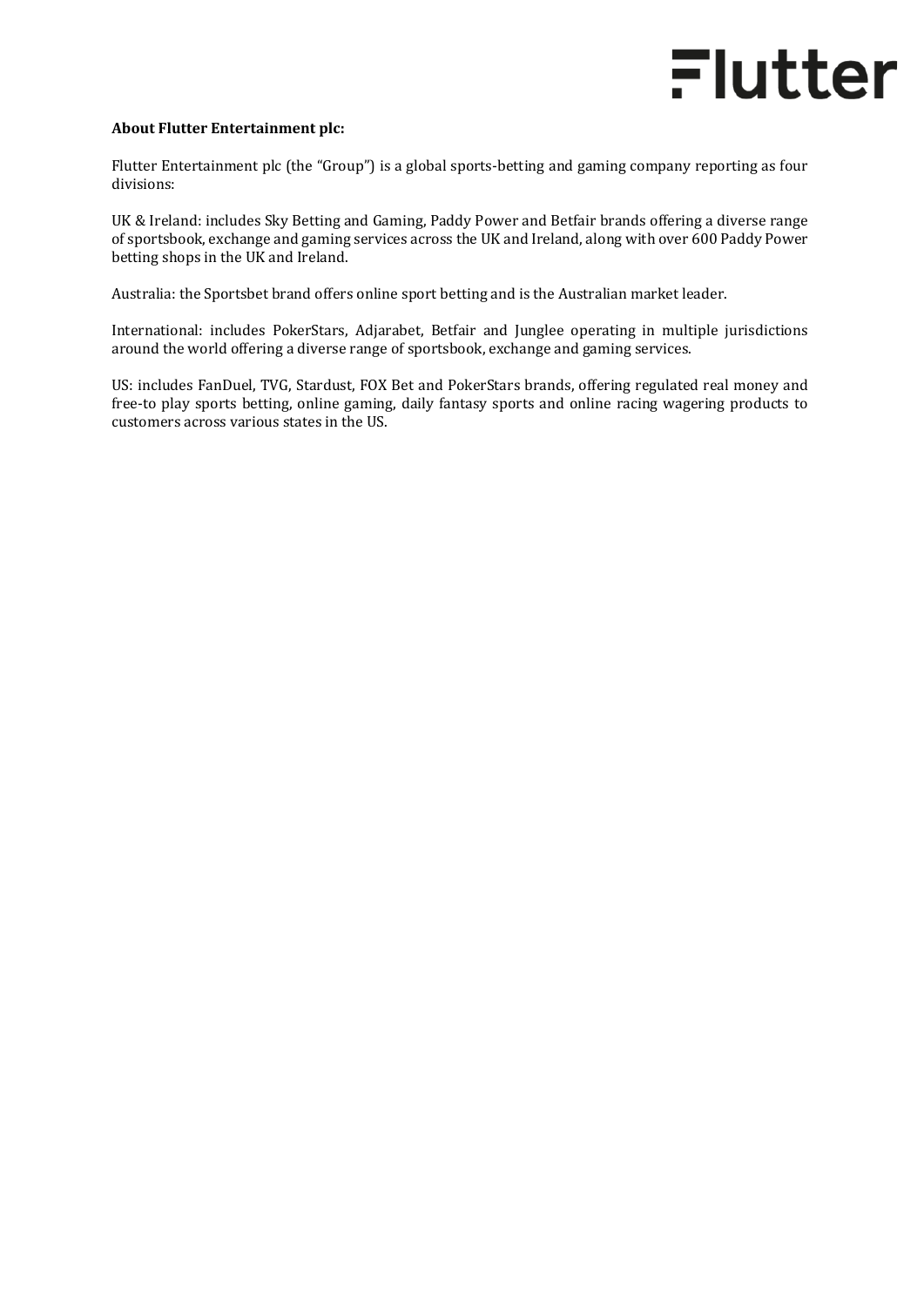**About Flutter Entertainment plc:**

Flutter Entertainment plc (the "Group") is a global sports-betting and gaming company reporting as four divisions:

UK & Ireland: includes Sky Betting and Gaming, Paddy Power and Betfair brands offering a diverse range of sportsbook, exchange and gaming services across the UK and Ireland, along with over 600 Paddy Power betting shops in the UK and Ireland.

Australia: the Sportsbet brand offers online sport betting and is the Australian market leader.

International: includes PokerStars, Adjarabet, Betfair and Junglee operating in multiple jurisdictions around the world offering a diverse range of sportsbook, exchange and gaming services.

US: includes FanDuel, TVG, Stardust, FOX Bet and PokerStars brands, offering regulated real money and free-to play sports betting, online gaming, daily fantasy sports and online racing wagering products to customers across various states in the US.